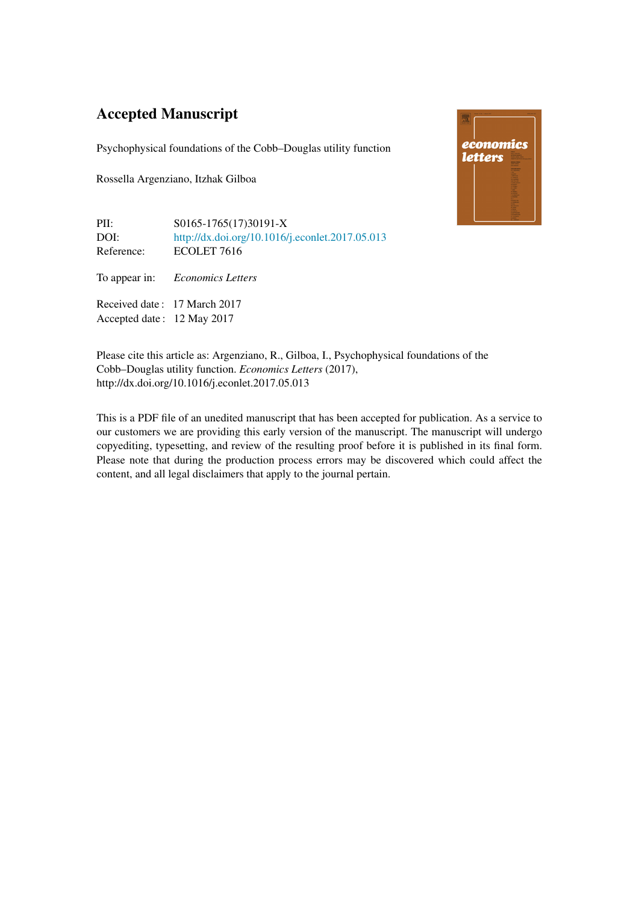# Accepted Manuscript

Psychophysical foundations of the Cobb–Douglas utility function

Rossella Argenziano, Itzhak Gilboa

PII: S0165-1765(17)30191-X
DOI: http://dx.doi.org/10.1016/j.econlet.2017.05.013
Reference: ECOLET 7616

To appear in: *Economics Letters*

Received date : 17 March 2017
Accepted date : 12 May 2017

Please cite this article as: Argenziano, R., Gilboa, I., Psychophysical foundations of the Cobb–Douglas utility function. *Economics Letters* (2017), http://dx.doi.org/10.1016/j.econlet.2017.05.013

This is a PDF file of an unedited manuscript that has been accepted for publication. As a service to our customers we are providing this early version of the manuscript. The manuscript will undergo copyediting, typesetting, and review of the resulting proof before it is published in its final form. Please note that during the production process errors may be discovered which could affect the content, and all legal disclaimers that apply to the journal pertain.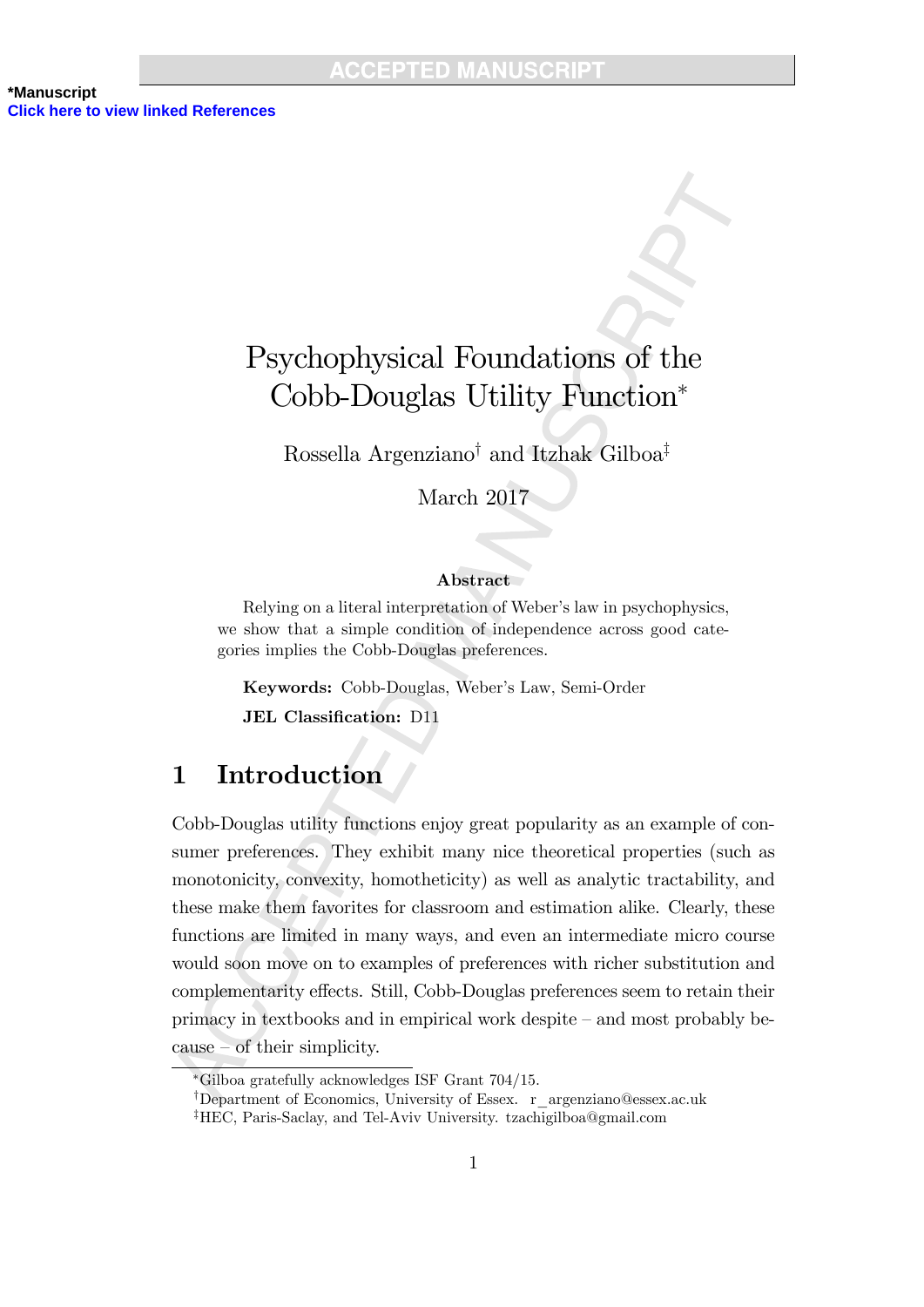# Psychophysical Foundations of the Cobb-Douglas Utility Function*

Rossella Argenziano[†] and Itzhak Gilboa[‡]

March 2017

### Abstract

Relying on a literal interpretation of Weber's law in psychophysics, we show that a simple condition of independence across good categories implies the Cobb-Douglas preferences.

**Keywords:** Cobb-Douglas, Weber's Law, Semi-Order

**JEL Classification:** D11

## 1 Introduction

Cobb-Douglas utility functions enjoy great popularity as an example of consumer preferences. They exhibit many nice theoretical properties (such as monotonicity, convexity, homotheticity) as well as analytic tractability, and these make them favorites for classroom and estimation alike. Clearly, these functions are limited in many ways, and even an intermediate micro course would soon move on to examples of preferences with richer substitution and complementarity effects. Still, Cobb-Douglas preferences seem to retain their primacy in textbooks and in empirical work despite – and most probably because – of their simplicity.

---

*Gilboa gratefully acknowledges ISF Grant 704/15.

[†]Department of Economics, University of Essex. r_argenziano@essex.ac.uk

[‡]HEC, Paris-Saclay, and Tel-Aviv University. tzachigilboa@gmail.com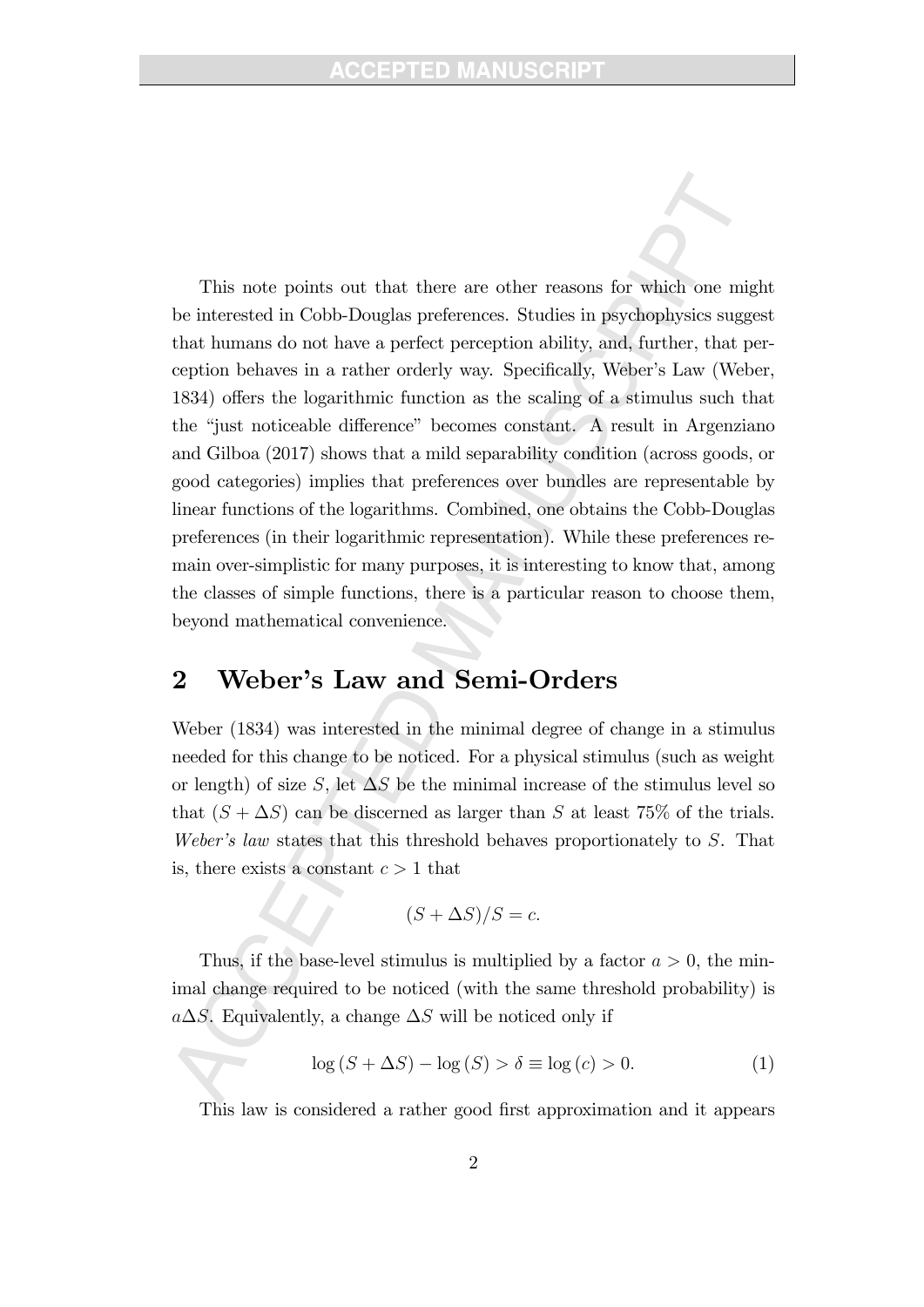This note points out that there are other reasons for which one might be interested in Cobb-Douglas preferences. Studies in psychophysics suggest that humans do not have a perfect perception ability, and, further, that perception behaves in a rather orderly way. Specifically, Weber's Law (Weber, 1834) offers the logarithmic function as the scaling of a stimulus such that the "just noticeable difference" becomes constant. A result in Argenziano and Gilboa (2017) shows that a mild separability condition (across goods, or good categories) implies that preferences over bundles are representable by linear functions of the logarithms. Combined, one obtains the Cobb-Douglas preferences (in their logarithmic representation). While these preferences remain over-simplistic for many purposes, it is interesting to know that, among the classes of simple functions, there is a particular reason to choose them, beyond mathematical convenience.

## 2 Weber's Law and Semi-Orders

Weber (1834) was interested in the minimal degree of change in a stimulus needed for this change to be noticed. For a physical stimulus (such as weight or length) of size $S$, let $\Delta S$ be the minimal increase of the stimulus level so that $(S + \Delta S)$ can be discerned as larger than $S$ at least 75% of the trials. *Weber's law* states that this threshold behaves proportionately to $S$. That is, there exists a constant $c > 1$ that

$$(S + \Delta S)/S = c.$$

Thus, if the base-level stimulus is multiplied by a factor $a > 0$, the minimal change required to be noticed (with the same threshold probability) is $a\Delta S$. Equivalently, a change $\Delta S$ will be noticed only if

$$\log(S + \Delta S) - \log(S) > \delta \equiv \log(c) > 0. \tag{1}$$

This law is considered a rather good first approximation and it appears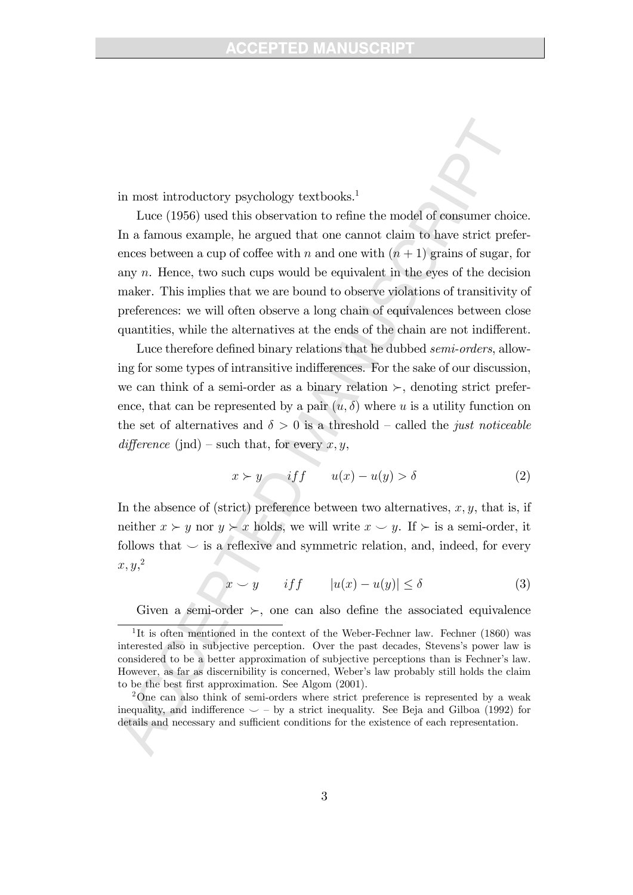in most introductory psychology textbooks.[1]

Luce (1956) used this observation to refine the model of consumer choice. In a famous example, he argued that one cannot claim to have strict preferences between a cup of coffee with $n$ and one with $(n+1)$ grains of sugar, for any $n$. Hence, two such cups would be equivalent in the eyes of the decision maker. This implies that we are bound to observe violations of transitivity of preferences: we will often observe a long chain of equivalences between close quantities, while the alternatives at the ends of the chain are not indifferent.

Luce therefore defined binary relations that he dubbed *semi-orders*, allowing for some types of intransitive indifferences. For the sake of our discussion, we can think of a semi-order as a binary relation $\succ$, denoting strict preference, that can be represented by a pair $(u, \delta)$ where $u$ is a utility function on the set of alternatives and $\delta > 0$ is a threshold – called the *just noticeable difference* (jnd) – such that, for every $x, y$,

$$x \succ y \qquad iff \qquad u(x) - u(y) > \delta \tag{2}$$

In the absence of (strict) preference between two alternatives, $x, y$, that is, if neither $x \succ y$ nor $y \succ x$ holds, we will write $x \smile y$. If $\succ$ is a semi-order, it follows that $\smile$ is a reflexive and symmetric relation, and, indeed, for every $x, y$,[2]

$$x \smile y \qquad iff \qquad |u(x) - u(y)| \leq \delta \tag{3}$$

Given a semi-order $\succ$, one can also define the associated equivalence

---

[1] It is often mentioned in the context of the Weber-Fechner law. Fechner (1860) was interested also in subjective perception. Over the past decades, Stevens's power law is considered to be a better approximation of subjective perceptions than is Fechner's law. However, as far as discernibility is concerned, Weber's law probably still holds the claim to be the best first approximation. See Algom (2001).

[2] One can also think of semi-orders where strict preference is represented by a weak inequality, and indifference $\smile$ – by a strict inequality. See Beja and Gilboa (1992) for details and necessary and sufficient conditions for the existence of each representation.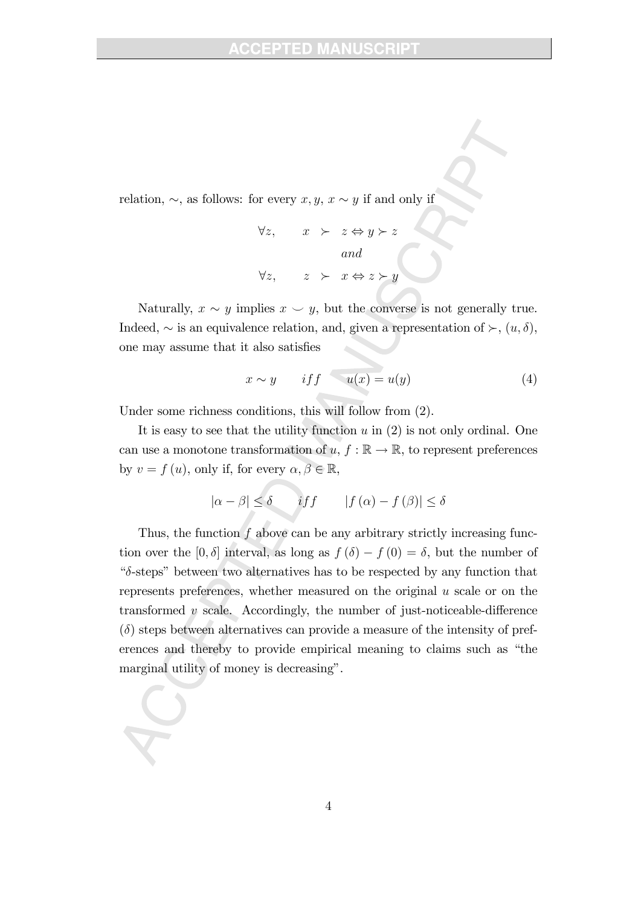relation, $\sim$, as follows: for every $x, y$, $x \sim y$ if and only if

$$
\begin{array}{rl}
\forall z, & x \succ z \Leftrightarrow y \succ z \\
& and \\
\forall z, & z \succ x \Leftrightarrow z \succ y
\end{array}
$$

Naturally, $x \sim y$ implies $x \smile y$, but the converse is not generally true. Indeed, $\sim$ is an equivalence relation, and, given a representation of $\succ$, $(u, \delta)$, one may assume that it also satisfies

$$
x \sim y \qquad iff \qquad u(x) = u(y) \tag{4}
$$

Under some richness conditions, this will follow from (2).

It is easy to see that the utility function $u$ in (2) is not only ordinal. One can use a monotone transformation of $u$, $f : \mathbb{R} \to \mathbb{R}$, to represent preferences by $v = f(u)$, only if, for every $\alpha, \beta \in \mathbb{R}$,

$$
|\alpha - \beta| \leq \delta \qquad iff \qquad |f(\alpha) - f(\beta)| \leq \delta
$$

Thus, the function $f$ above can be any arbitrary strictly increasing function over the $[0, \delta]$ interval, as long as $f(\delta) - f(0) = \delta$, but the number of "$\delta$-steps" between two alternatives has to be respected by any function that represents preferences, whether measured on the original $u$ scale or on the transformed $v$ scale. Accordingly, the number of just-noticeable-difference ($\delta$) steps between alternatives can provide a measure of the intensity of preferences and thereby to provide empirical meaning to claims such as "the marginal utility of money is decreasing".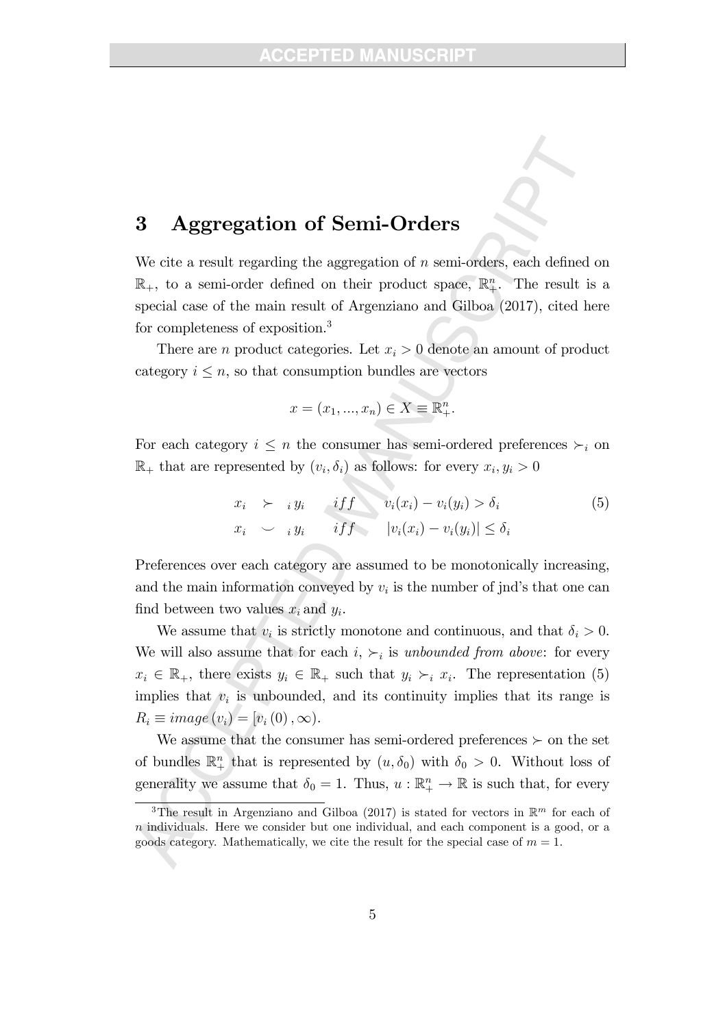# 3 Aggregation of Semi-Orders

We cite a result regarding the aggregation of $n$ semi-orders, each defined on $\mathbb{R}_+$, to a semi-order defined on their product space, $\mathbb{R}^n_+$. The result is a special case of the main result of Argenziano and Gilboa (2017), cited here for completeness of exposition.[3]

There are $n$ product categories. Let $x_i > 0$ denote an amount of product category $i \leq n$, so that consumption bundles are vectors

$$x = (x_1, ..., x_n) \in X \equiv \mathbb{R}^n_+.$$

For each category $i \leq n$ the consumer has semi-ordered preferences $\succ_i$ on $\mathbb{R}_+$ that are represented by $(v_i, \delta_i)$ as follows: for every $x_i, y_i > 0$

$$\begin{aligned} x_i \ &\succ_i y_i \quad iff \quad v_i(x_i) - v_i(y_i) > \delta_i \\ x_i \ &\smile_i y_i \quad iff \quad |v_i(x_i) - v_i(y_i)| \leq \delta_i \end{aligned} \tag{5}$$

Preferences over each category are assumed to be monotonically increasing, and the main information conveyed by $v_i$ is the number of jnd's that one can find between two values $x_i$ and $y_i$.

We assume that $v_i$ is strictly monotone and continuous, and that $\delta_i > 0$. We will also assume that for each $i$, $\succ_i$ is *unbounded from above*: for every $x_i \in \mathbb{R}_+$, there exists $y_i \in \mathbb{R}_+$ such that $y_i \succ_i x_i$. The representation (5) implies that $v_i$ is unbounded, and its continuity implies that its range is $R_i \equiv image(v_i) = [v_i(0), \infty)$.

We assume that the consumer has semi-ordered preferences $\succ$ on the set of bundles $\mathbb{R}^n_+$ that is represented by $(u, \delta_0)$ with $\delta_0 > 0$. Without loss of generality we assume that $\delta_0 = 1$. Thus, $u : \mathbb{R}^n_+ \to \mathbb{R}$ is such that, for every

[3] The result in Argenziano and Gilboa (2017) is stated for vectors in $\mathbb{R}^m$ for each of $n$ individuals. Here we consider but one individual, and each component is a good, or a goods category. Mathematically, we cite the result for the special case of $m = 1$.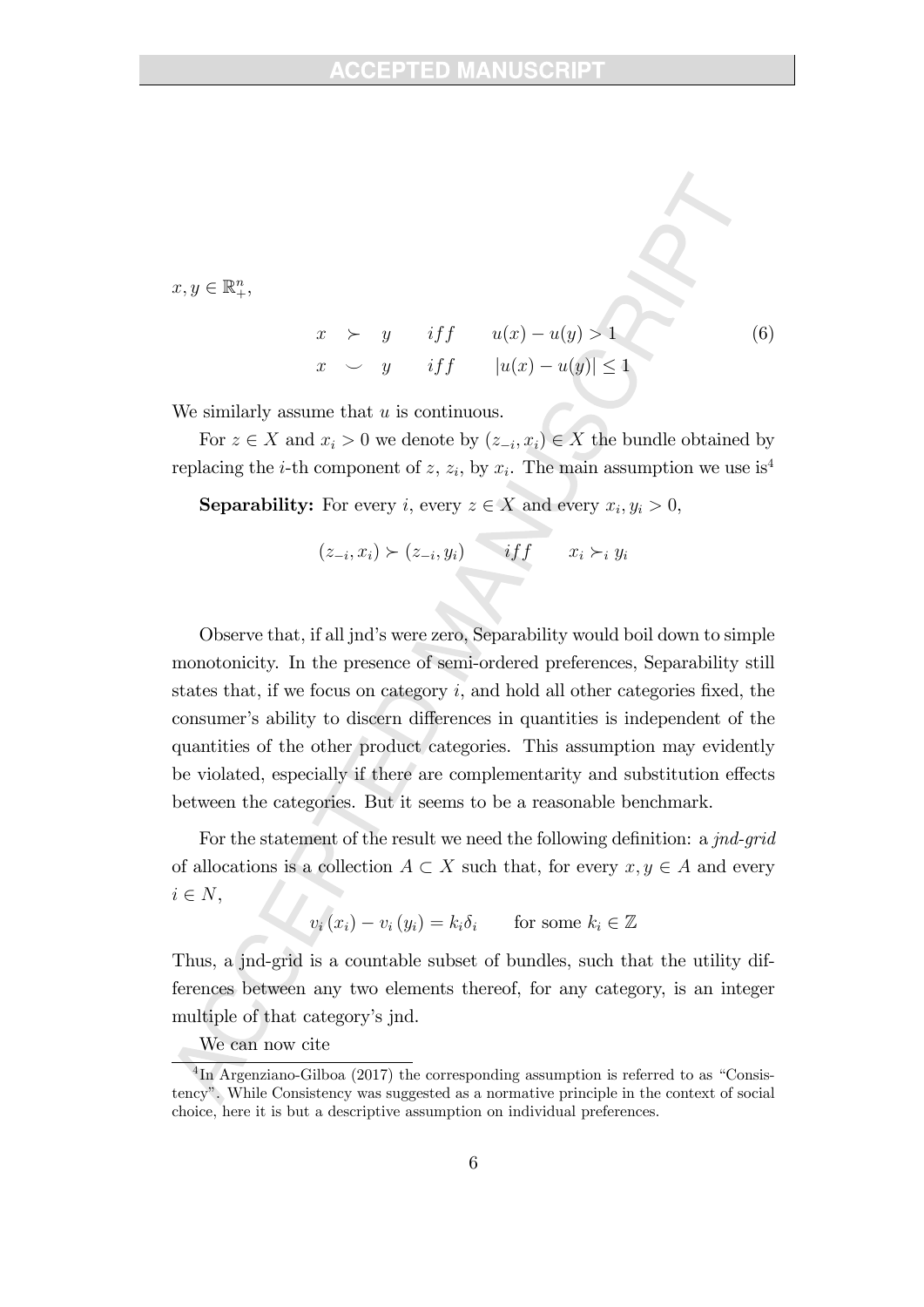$x, y \in \mathbb{R}^n_+$,

$$
\begin{array}{rclcl}
x & \succ & y & iff & u(x) - u(y) > 1 \\
x & \smile & y & iff & |u(x) - u(y)| \leq 1
\end{array}
\tag{6}
$$

We similarly assume that $u$ is continuous.

For $z \in X$ and $x_i > 0$ we denote by $(z_{-i}, x_i) \in X$ the bundle obtained by replacing the $i$-th component of $z$, $z_i$, by $x_i$. The main assumption we use is[4]

**Separability:** For every $i$, every $z \in X$ and every $x_i, y_i > 0$,

$$
(z_{-i}, x_i) \succ (z_{-i}, y_i) \qquad iff \qquad x_i \succ_i y_i
$$

Observe that, if all jnd's were zero, Separability would boil down to simple monotonicity. In the presence of semi-ordered preferences, Separability still states that, if we focus on category $i$, and hold all other categories fixed, the consumer's ability to discern differences in quantities is independent of the quantities of the other product categories. This assumption may evidently be violated, especially if there are complementarity and substitution effects between the categories. But it seems to be a reasonable benchmark.

For the statement of the result we need the following definition: a *jnd-grid* of allocations is a collection $A \subset X$ such that, for every $x, y \in A$ and every $i \in N$,

$$
v_i(x_i) - v_i(y_i) = k_i \delta_i \qquad \text{for some } k_i \in \mathbb{Z}
$$

Thus, a jnd-grid is a countable subset of bundles, such that the utility differences between any two elements thereof, for any category, is an integer multiple of that category's jnd.

We can now cite

[4] In Argenziano-Gilboa (2017) the corresponding assumption is referred to as "Consistency". While Consistency was suggested as a normative principle in the context of social choice, here it is but a descriptive assumption on individual preferences.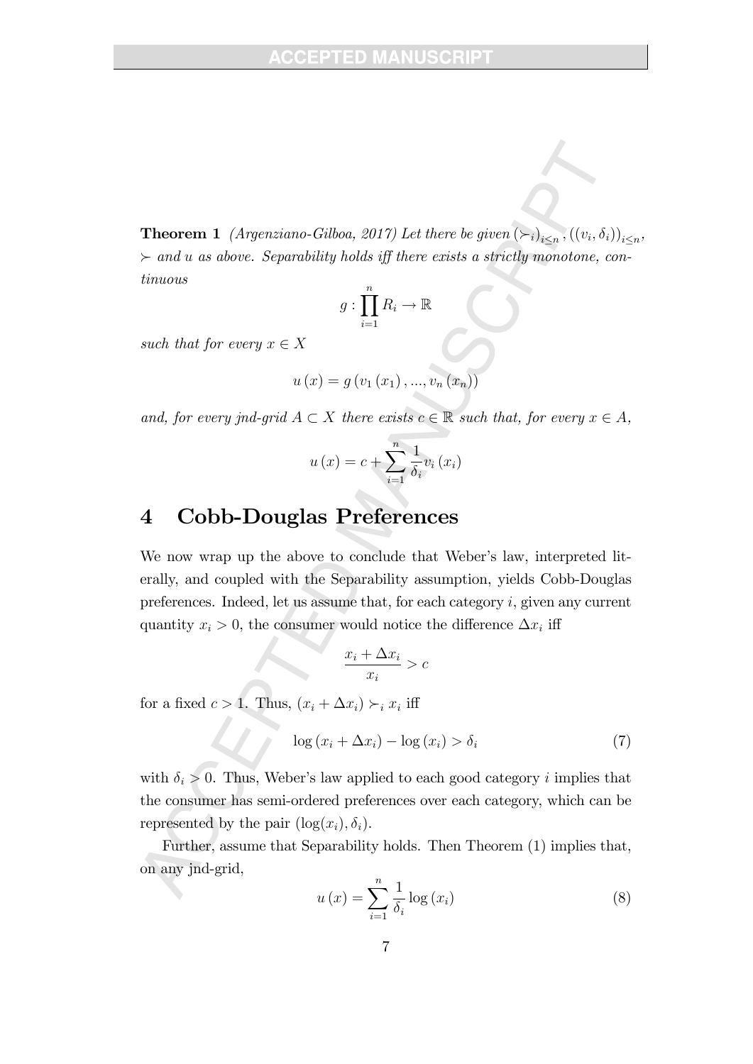**Theorem 1** *(Argenziano-Gilboa, 2017) Let there be given $(\succ_i)_{i\leq n}$, $((v_i, \delta_i))_{i\leq n}$, $\succ$ and $u$ as above. Separability holds iff there exists a strictly monotone, continuous*

$$g : \prod_{i=1}^{n} R_i \to \mathbb{R}$$

*such that for every $x \in X$*

$$u(x) = g(v_1(x_1), ..., v_n(x_n))$$

*and, for every jnd-grid $A \subset X$ there exists $c \in \mathbb{R}$ such that, for every $x \in A$,*

$$u(x) = c + \sum_{i=1}^{n} \frac{1}{\delta_i} v_i(x_i)$$

# 4 Cobb-Douglas Preferences

We now wrap up the above to conclude that Weber's law, interpreted literally, and coupled with the Separability assumption, yields Cobb-Douglas preferences. Indeed, let us assume that, for each category $i$, given any current quantity $x_i > 0$, the consumer would notice the difference $\Delta x_i$ iff

$$\frac{x_i + \Delta x_i}{x_i} > c$$

for a fixed $c > 1$. Thus, $(x_i + \Delta x_i) \succ_i x_i$ iff

$$\log(x_i + \Delta x_i) - \log(x_i) > \delta_i \tag{7}$$

with $\delta_i > 0$. Thus, Weber's law applied to each good category $i$ implies that the consumer has semi-ordered preferences over each category, which can be represented by the pair $(\log(x_i), \delta_i)$.

Further, assume that Separability holds. Then Theorem (1) implies that, on any jnd-grid,

$$u(x) = \sum_{i=1}^{n} \frac{1}{\delta_i} \log(x_i) \tag{8}$$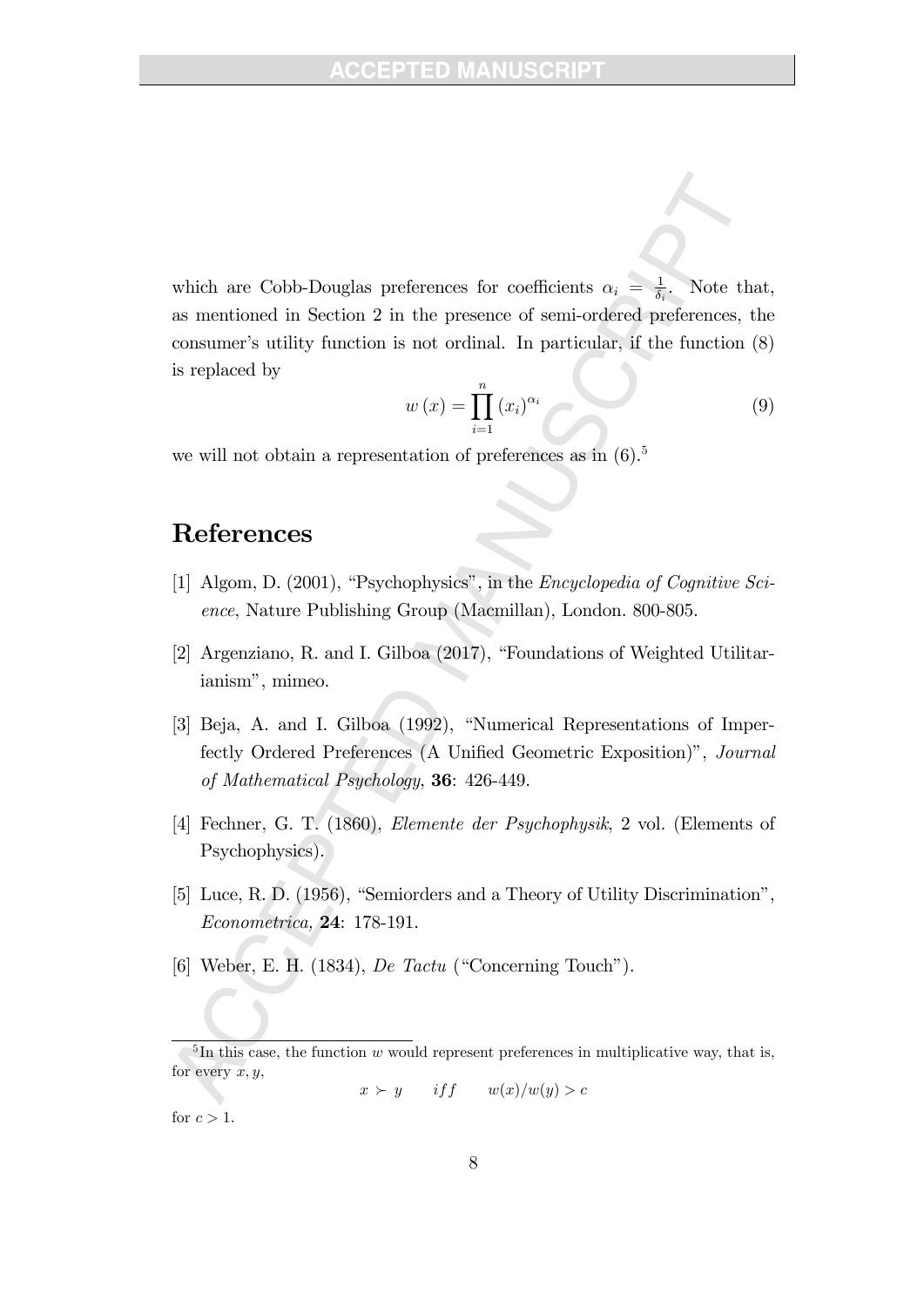which are Cobb-Douglas preferences for coefficients $\alpha_i = \frac{1}{\delta_i}$. Note that, as mentioned in Section 2 in the presence of semi-ordered preferences, the consumer's utility function is not ordinal. In particular, if the function (8) is replaced by

$$w(x) = \prod_{i=1}^{n} (x_i)^{\alpha_i} \tag{9}$$

we will not obtain a representation of preferences as in (6).[5]

# References

[1] Algom, D. (2001), "Psychophysics", in the *Encyclopedia of Cognitive Science*, Nature Publishing Group (Macmillan), London. 800-805.

[2] Argenziano, R. and I. Gilboa (2017), "Foundations of Weighted Utilitarianism", mimeo.

[3] Beja, A. and I. Gilboa (1992), "Numerical Representations of Imperfectly Ordered Preferences (A Unified Geometric Exposition)", *Journal of Mathematical Psychology*, **36**: 426-449.

[4] Fechner, G. T. (1860), *Elemente der Psychophysik*, 2 vol. (Elements of Psychophysics).

[5] Luce, R. D. (1956), "Semiorders and a Theory of Utility Discrimination", *Econometrica,* **24**: 178-191.

[6] Weber, E. H. (1834), *De Tactu* ("Concerning Touch").

---

[5] In this case, the function $w$ would represent preferences in multiplicative way, that is, for every $x, y$,

$$x \succ y \quad iff \quad w(x)/w(y) > c$$

for $c > 1$.